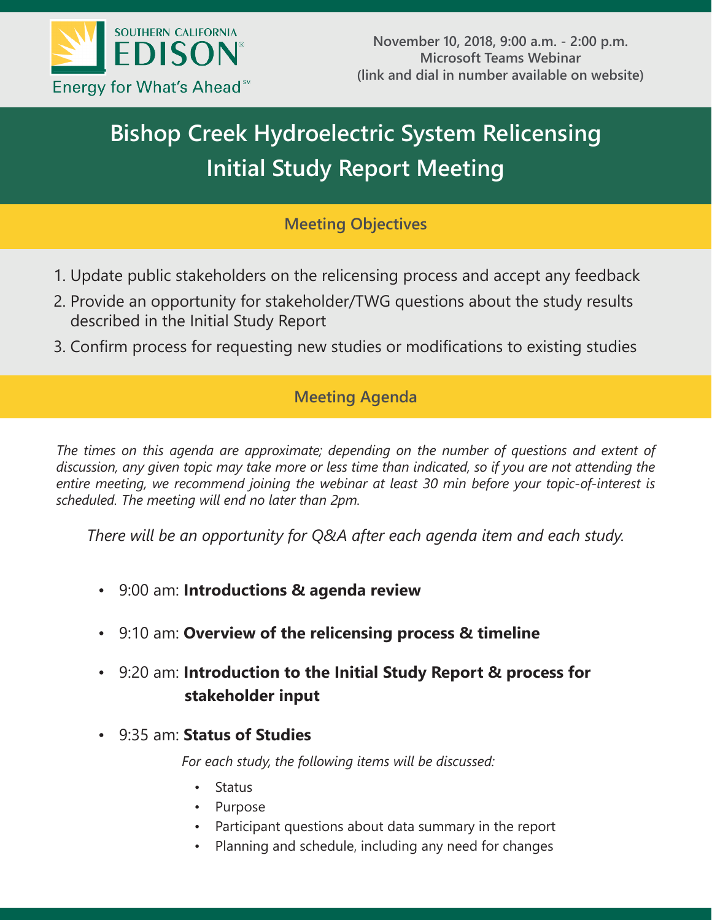SOUTHERN CALIFORNIA
EDISON®
Energy for What's Ahead℠

**November 10, 2018, 9:00 a.m. - 2:00 p.m.**
**Microsoft Teams Webinar**
**(link and dial in number available on website)**

# Bishop Creek Hydroelectric System Relicensing Initial Study Report Meeting

## Meeting Objectives

1. Update public stakeholders on the relicensing process and accept any feedback
2. Provide an opportunity for stakeholder/TWG questions about the study results described in the Initial Study Report
3. Confirm process for requesting new studies or modifications to existing studies

## Meeting Agenda

*The times on this agenda are approximate; depending on the number of questions and extent of discussion, any given topic may take more or less time than indicated, so if you are not attending the entire meeting, we recommend joining the webinar at least 30 min before your topic-of-interest is scheduled. The meeting will end no later than 2pm.*

*There will be an opportunity for Q&A after each agenda item and each study.*

- 9:00 am: **Introductions & agenda review**
- 9:10 am: **Overview of the relicensing process & timeline**
- 9:20 am: **Introduction to the Initial Study Report & process for stakeholder input**
- 9:35 am: **Status of Studies**

  *For each study, the following items will be discussed:*

  - Status
  - Purpose
  - Participant questions about data summary in the report
  - Planning and schedule, including any need for changes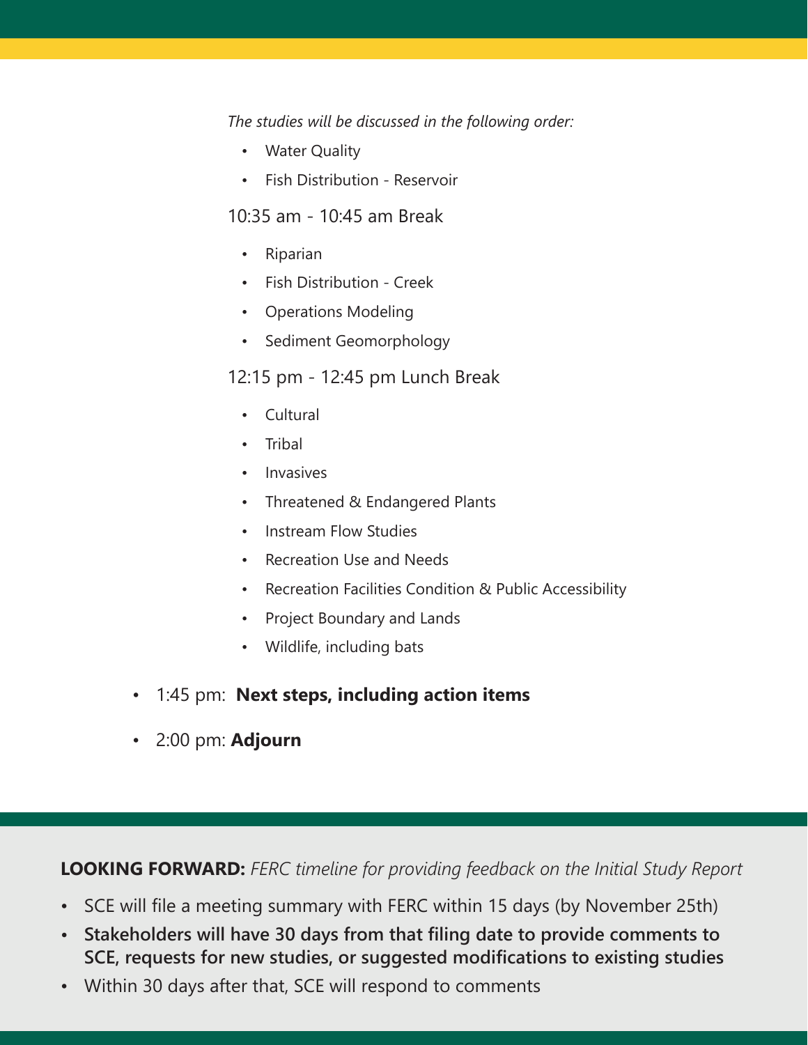*The studies will be discussed in the following order:*

- Water Quality
- Fish Distribution - Reservoir

10:35 am - 10:45 am Break

- Riparian
- Fish Distribution - Creek
- Operations Modeling
- Sediment Geomorphology

12:15 pm - 12:45 pm Lunch Break

- Cultural
- Tribal
- Invasives
- Threatened & Endangered Plants
- Instream Flow Studies
- Recreation Use and Needs
- Recreation Facilities Condition & Public Accessibility
- Project Boundary and Lands
- Wildlife, including bats

- 1:45 pm: **Next steps, including action items**
- 2:00 pm: **Adjourn**

**LOOKING FORWARD:** *FERC timeline for providing feedback on the Initial Study Report*

- SCE will file a meeting summary with FERC within 15 days (by November 25th)
- **Stakeholders will have 30 days from that filing date to provide comments to SCE, requests for new studies, or suggested modifications to existing studies**
- Within 30 days after that, SCE will respond to comments